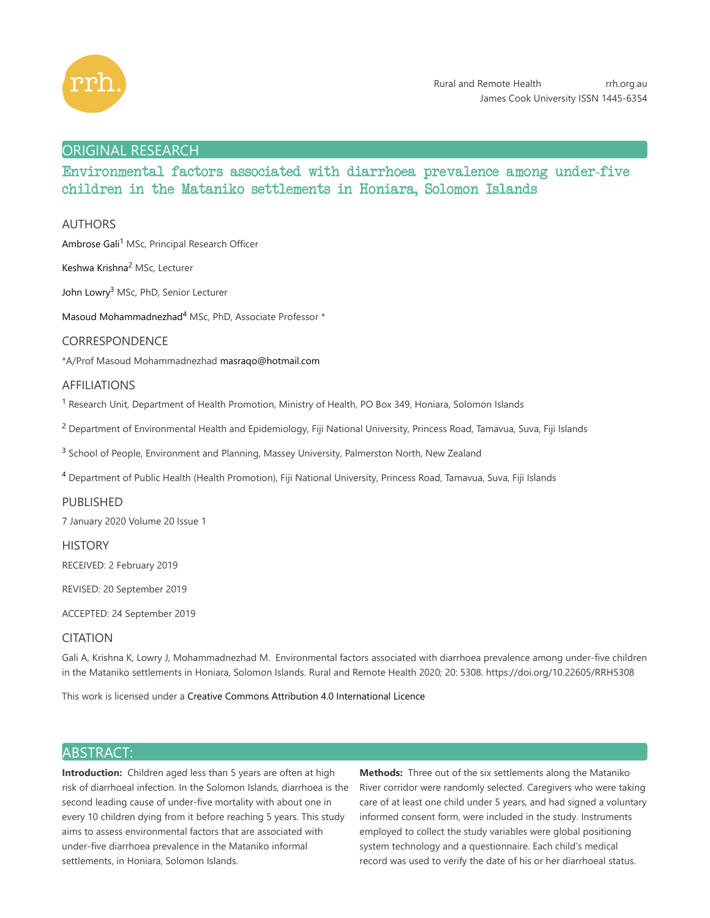ORIGINAL RESEARCH

# Environmental factors associated with diarrhoea prevalence among under-five children in the Mataniko settlements in Honiara, Solomon Islands

## AUTHORS

Ambrose Gali[1] MSc, Principal Research Officer

Keshwa Krishna[2] MSc, Lecturer

John Lowry[3] MSc, PhD, Senior Lecturer

Masoud Mohammadnezhad[4] MSc, PhD, Associate Professor *

## CORRESPONDENCE

*A/Prof Masoud Mohammadnezhad masraqo@hotmail.com

## AFFILIATIONS

[1] Research Unit, Department of Health Promotion, Ministry of Health, PO Box 349, Honiara, Solomon Islands

[2] Department of Environmental Health and Epidemiology, Fiji National University, Princess Road, Tamavua, Suva, Fiji Islands

[3] School of People, Environment and Planning, Massey University, Palmerston North, New Zealand

[4] Department of Public Health (Health Promotion), Fiji National University, Princess Road, Tamavua, Suva, Fiji Islands

## PUBLISHED

7 January 2020 Volume 20 Issue 1

## HISTORY

RECEIVED: 2 February 2019

REVISED: 20 September 2019

ACCEPTED: 24 September 2019

## CITATION

Gali A, Krishna K, Lowry J, Mohammadnezhad M. Environmental factors associated with diarrhoea prevalence among under-five children in the Mataniko settlements in Honiara, Solomon Islands. Rural and Remote Health 2020; 20: 5308. https://doi.org/10.22605/RRH5308

This work is licensed under a Creative Commons Attribution 4.0 International Licence

## ABSTRACT:

**Introduction:** Children aged less than 5 years are often at high risk of diarrhoeal infection. In the Solomon Islands, diarrhoea is the second leading cause of under-five mortality with about one in every 10 children dying from it before reaching 5 years. This study aims to assess environmental factors that are associated with under-five diarrhoea prevalence in the Mataniko informal settlements, in Honiara, Solomon Islands.

**Methods:** Three out of the six settlements along the Mataniko River corridor were randomly selected. Caregivers who were taking care of at least one child under 5 years, and had signed a voluntary informed consent form, were included in the study. Instruments employed to collect the study variables were global positioning system technology and a questionnaire. Each child's medical record was used to verify the date of his or her diarrhoeal status.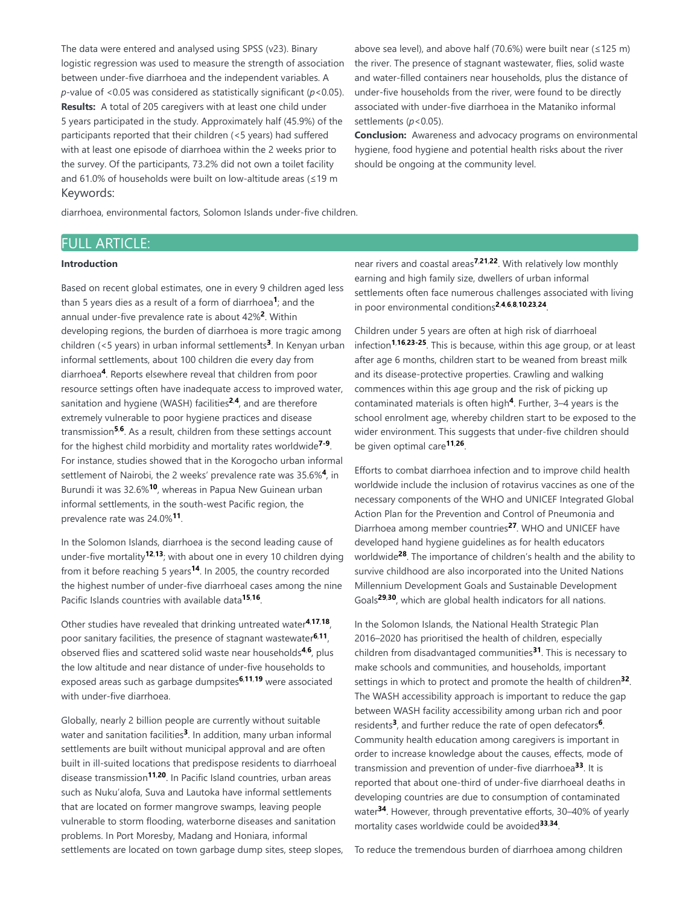The data were entered and analysed using SPSS (v23). Binary logistic regression was used to measure the strength of association between under-five diarrhoea and the independent variables. A *p*-value of <0.05 was considered as statistically significant ($p<0.05$).

**Results:** A total of 205 caregivers with at least one child under 5 years participated in the study. Approximately half (45.9%) of the participants reported that their children (<5 years) had suffered with at least one episode of diarrhoea within the 2 weeks prior to the survey. Of the participants, 73.2% did not own a toilet facility and 61.0% of households were built on low-altitude areas (≤19 m above sea level), and above half (70.6%) were built near (≤125 m) the river. The presence of stagnant wastewater, flies, solid waste and water-filled containers near households, plus the distance of under-five households from the river, were found to be directly associated with under-five diarrhoea in the Mataniko informal settlements ($p<0.05$).

**Conclusion:** Awareness and advocacy programs on environmental hygiene, food hygiene and potential health risks about the river should be ongoing at the community level.

## Keywords:

diarrhoea, environmental factors, Solomon Islands under-five children.

## FULL ARTICLE:

### Introduction

Based on recent global estimates, one in every 9 children aged less than 5 years dies as a result of a form of diarrhoea[1]; and the annual under-five prevalence rate is about 42%[2]. Within developing regions, the burden of diarrhoea is more tragic among children (<5 years) in urban informal settlements[3]. In Kenyan urban informal settlements, about 100 children die every day from diarrhoea[4]. Reports elsewhere reveal that children from poor resource settings often have inadequate access to improved water, sanitation and hygiene (WASH) facilities[2,4], and are therefore extremely vulnerable to poor hygiene practices and disease transmission[5,6]. As a result, children from these settings account for the highest child morbidity and mortality rates worldwide[7-9]. For instance, studies showed that in the Korogocho urban informal settlement of Nairobi, the 2 weeks' prevalence rate was 35.6%[4], in Burundi it was 32.6%[10], whereas in Papua New Guinean urban informal settlements, in the south-west Pacific region, the prevalence rate was 24.0%[11].

In the Solomon Islands, diarrhoea is the second leading cause of under-five mortality[12,13]; with about one in every 10 children dying from it before reaching 5 years[14]. In 2005, the country recorded the highest number of under-five diarrhoeal cases among the nine Pacific Islands countries with available data[15,16].

Other studies have revealed that drinking untreated water[4,17,18], poor sanitary facilities, the presence of stagnant wastewater[6,11], observed flies and scattered solid waste near households[4,6], plus the low altitude and near distance of under-five households to exposed areas such as garbage dumpsites[6,11,19] were associated with under-five diarrhoea.

Globally, nearly 2 billion people are currently without suitable water and sanitation facilities[3]. In addition, many urban informal settlements are built without municipal approval and are often built in ill-suited locations that predispose residents to diarrhoeal disease transmission[11,20]. In Pacific Island countries, urban areas such as Nuku'alofa, Suva and Lautoka have informal settlements that are located on former mangrove swamps, leaving people vulnerable to storm flooding, waterborne diseases and sanitation problems. In Port Moresby, Madang and Honiara, informal settlements are located on town garbage dump sites, steep slopes, near rivers and coastal areas[7,21,22]. With relatively low monthly earning and high family size, dwellers of urban informal settlements often face numerous challenges associated with living in poor environmental conditions[2,4,6,8,10,23,24].

Children under 5 years are often at high risk of diarrhoeal infection[1,16,23-25]. This is because, within this age group, or at least after age 6 months, children start to be weaned from breast milk and its disease-protective properties. Crawling and walking commences within this age group and the risk of picking up contaminated materials is often high[4]. Further, 3–4 years is the school enrolment age, whereby children start to be exposed to the wider environment. This suggests that under-five children should be given optimal care[11,26].

Efforts to combat diarrhoea infection and to improve child health worldwide include the inclusion of rotavirus vaccines as one of the necessary components of the WHO and UNICEF Integrated Global Action Plan for the Prevention and Control of Pneumonia and Diarrhoea among member countries[27]. WHO and UNICEF have developed hand hygiene guidelines as for health educators worldwide[28]. The importance of children's health and the ability to survive childhood are also incorporated into the United Nations Millennium Development Goals and Sustainable Development Goals[29,30], which are global health indicators for all nations.

In the Solomon Islands, the National Health Strategic Plan 2016–2020 has prioritised the health of children, especially children from disadvantaged communities[31]. This is necessary to make schools and communities, and households, important settings in which to protect and promote the health of children[32]. The WASH accessibility approach is important to reduce the gap between WASH facility accessibility among urban rich and poor residents[3], and further reduce the rate of open defecators[6]. Community health education among caregivers is important in order to increase knowledge about the causes, effects, mode of transmission and prevention of under-five diarrhoea[33]. It is reported that about one-third of under-five diarrhoeal deaths in developing countries are due to consumption of contaminated water[34]. However, through preventative efforts, 30–40% of yearly mortality cases worldwide could be avoided[33,34].

To reduce the tremendous burden of diarrhoea among children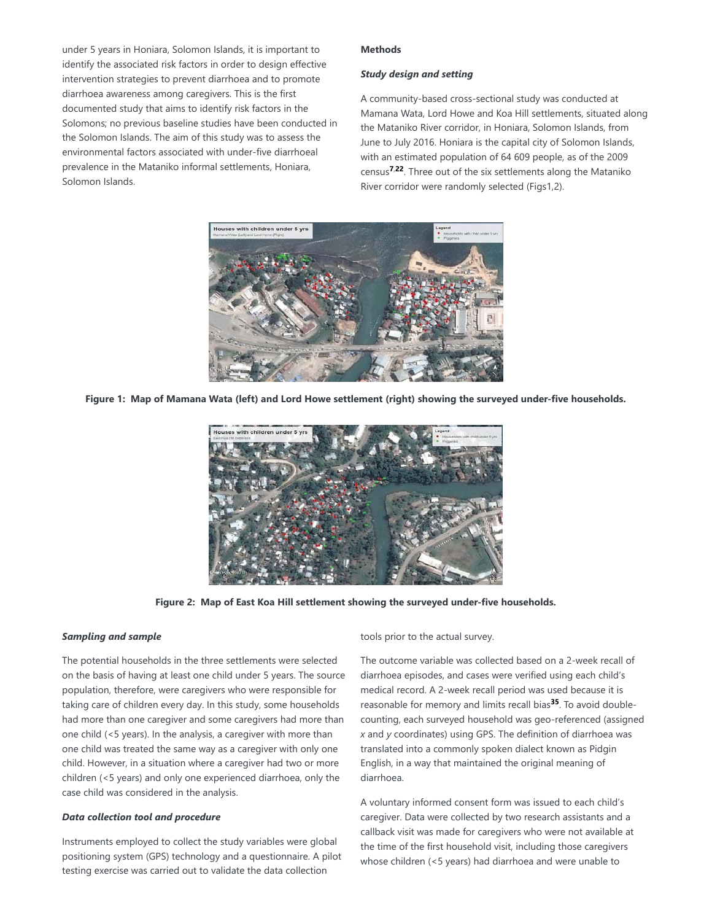under 5 years in Honiara, Solomon Islands, it is important to identify the associated risk factors in order to design effective intervention strategies to prevent diarrhoea and to promote diarrhoea awareness among caregivers. This is the first documented study that aims to identify risk factors in the Solomons; no previous baseline studies have been conducted in the Solomon Islands. The aim of this study was to assess the environmental factors associated with under-five diarrhoeal prevalence in the Mataniko informal settlements, Honiara, Solomon Islands.

## Methods

### *Study design and setting*

A community-based cross-sectional study was conducted at Mamana Wata, Lord Howe and Koa Hill settlements, situated along the Mataniko River corridor, in Honiara, Solomon Islands, from June to July 2016. Honiara is the capital city of Solomon Islands, with an estimated population of 64 609 people, as of the 2009 census[7,22]. Three out of the six settlements along the Mataniko River corridor were randomly selected (Figs1,2).

**Figure 1: Map of Mamana Wata (left) and Lord Howe settlement (right) showing the surveyed under-five households.**

**Figure 2: Map of East Koa Hill settlement showing the surveyed under-five households.**

### *Sampling and sample*

The potential households in the three settlements were selected on the basis of having at least one child under 5 years. The source population, therefore, were caregivers who were responsible for taking care of children every day. In this study, some households had more than one caregiver and some caregivers had more than one child (<5 years). In the analysis, a caregiver with more than one child was treated the same way as a caregiver with only one child. However, in a situation where a caregiver had two or more children (<5 years) and only one experienced diarrhoea, only the case child was considered in the analysis.

### *Data collection tool and procedure*

Instruments employed to collect the study variables were global positioning system (GPS) technology and a questionnaire. A pilot testing exercise was carried out to validate the data collection tools prior to the actual survey.

The outcome variable was collected based on a 2-week recall of diarrhoea episodes, and cases were verified using each child's medical record. A 2-week recall period was used because it is reasonable for memory and limits recall bias[35]. To avoid double-counting, each surveyed household was geo-referenced (assigned *x* and *y* coordinates) using GPS. The definition of diarrhoea was translated into a commonly spoken dialect known as Pidgin English, in a way that maintained the original meaning of diarrhoea.

A voluntary informed consent form was issued to each child's caregiver. Data were collected by two research assistants and a callback visit was made for caregivers who were not available at the time of the first household visit, including those caregivers whose children (<5 years) had diarrhoea and were unable to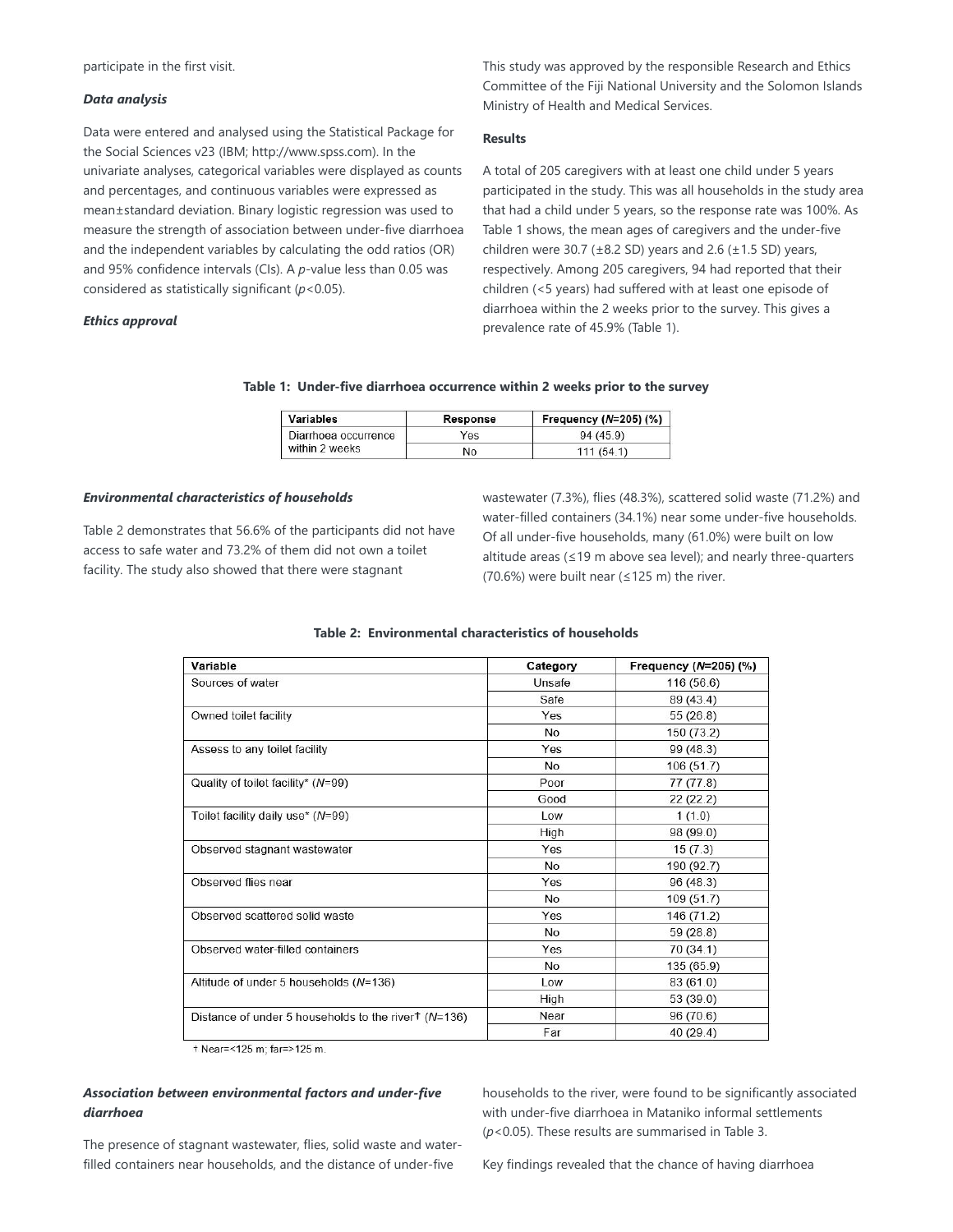participate in the first visit.

***Data analysis***

Data were entered and analysed using the Statistical Package for the Social Sciences v23 (IBM; http://www.spss.com). In the univariate analyses, categorical variables were displayed as counts and percentages, and continuous variables were expressed as mean±standard deviation. Binary logistic regression was used to measure the strength of association between under-five diarrhoea and the independent variables by calculating the odd ratios (OR) and 95% confidence intervals (CIs). A *p*-value less than 0.05 was considered as statistically significant ($p<0.05$).

***Ethics approval***

This study was approved by the responsible Research and Ethics Committee of the Fiji National University and the Solomon Islands Ministry of Health and Medical Services.

**Results**

A total of 205 caregivers with at least one child under 5 years participated in the study. This was all households in the study area that had a child under 5 years, so the response rate was 100%. As Table 1 shows, the mean ages of caregivers and the under-five children were 30.7 (±8.2 SD) years and 2.6 (±1.5 SD) years, respectively. Among 205 caregivers, 94 had reported that their children (<5 years) had suffered with at least one episode of diarrhoea within the 2 weeks prior to the survey. This gives a prevalence rate of 45.9% (Table 1).

**Table 1: Under-five diarrhoea occurrence within 2 weeks prior to the survey**

| Variables | Response | Frequency (*N*=205) (%) |
|---|---|---|
| Diarrhoea occurrence within 2 weeks | Yes | 94 (45.9) |
| | No | 111 (54.1) |

***Environmental characteristics of households***

Table 2 demonstrates that 56.6% of the participants did not have access to safe water and 73.2% of them did not own a toilet facility. The study also showed that there were stagnant wastewater (7.3%), flies (48.3%), scattered solid waste (71.2%) and water-filled containers (34.1%) near some under-five households. Of all under-five households, many (61.0%) were built on low altitude areas (≤19 m above sea level); and nearly three-quarters (70.6%) were built near (≤125 m) the river.

**Table 2: Environmental characteristics of households**

| Variable | Category | Frequency (*N*=205) (%) |
|---|---|---|
| Sources of water | Unsafe | 116 (56.6) |
| | Safe | 89 (43.4) |
| Owned toilet facility | Yes | 55 (26.8) |
| | No | 150 (73.2) |
| Assess to any toilet facility | Yes | 99 (48.3) |
| | No | 106 (51.7) |
| Quality of toilet facility* (*N*=99) | Poor | 77 (77.8) |
| | Good | 22 (22.2) |
| Toilet facility daily use* (*N*=99) | Low | 1 (1.0) |
| | High | 98 (99.0) |
| Observed stagnant wastewater | Yes | 15 (7.3) |
| | No | 190 (92.7) |
| Observed flies near | Yes | 96 (48.3) |
| | No | 109 (51.7) |
| Observed scattered solid waste | Yes | 146 (71.2) |
| | No | 59 (28.8) |
| Observed water-filled containers | Yes | 70 (34.1) |
| | No | 135 (65.9) |
| Altitude of under 5 households (*N*=136) | Low | 83 (61.0) |
| | High | 53 (39.0) |
| Distance of under 5 households to the river† (*N*=136) | Near | 96 (70.6) |
| | Far | 40 (29.4) |

† Near=<125 m; far=>125 m.

***Association between environmental factors and under-five diarrhoea***

The presence of stagnant wastewater, flies, solid waste and water-filled containers near households, and the distance of under-five households to the river, were found to be significantly associated with under-five diarrhoea in Mataniko informal settlements ($p<0.05$). These results are summarised in Table 3.

Key findings revealed that the chance of having diarrhoea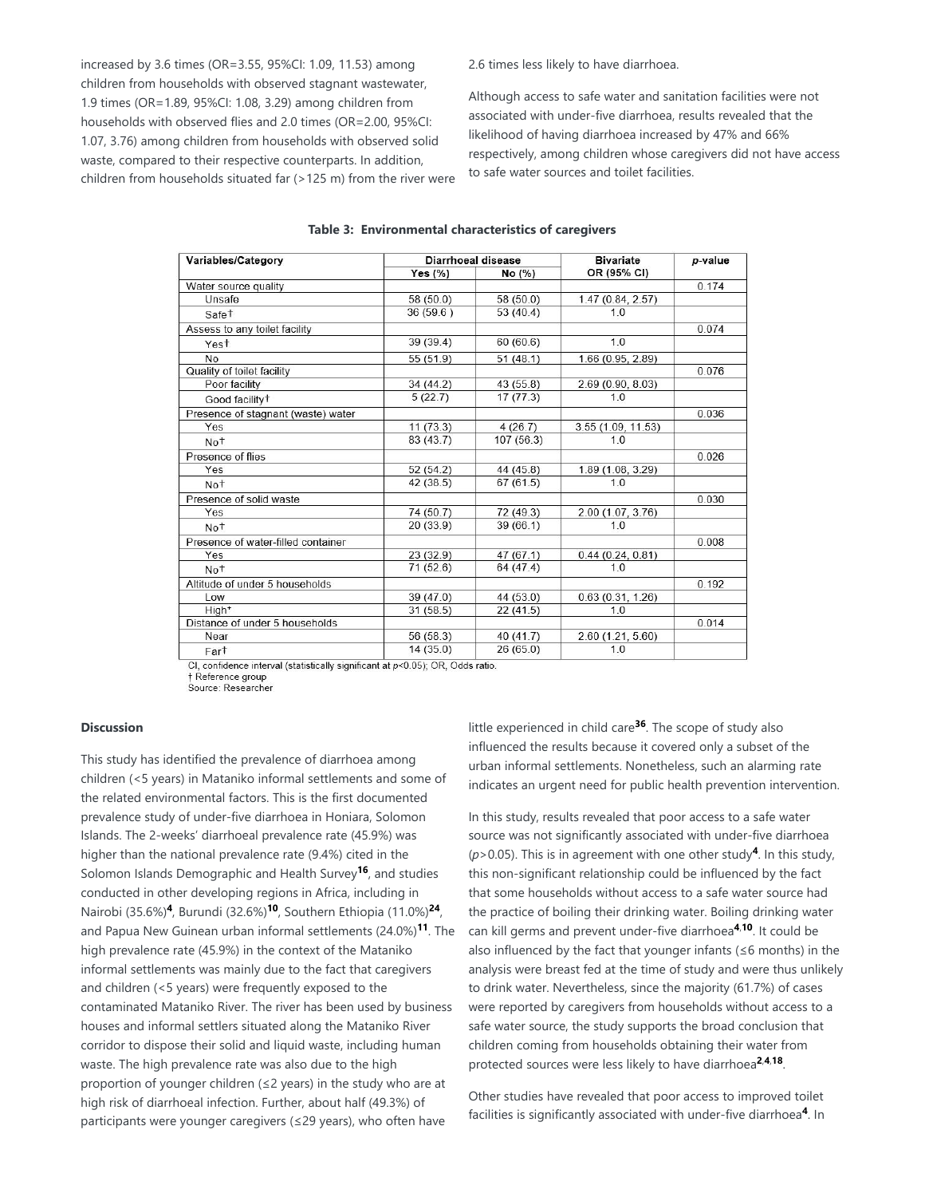increased by 3.6 times (OR=3.55, 95%CI: 1.09, 11.53) among children from households with observed stagnant wastewater, 1.9 times (OR=1.89, 95%CI: 1.08, 3.29) among children from households with observed flies and 2.0 times (OR=2.00, 95%CI: 1.07, 3.76) among children from households with observed solid waste, compared to their respective counterparts. In addition, children from households situated far (>125 m) from the river were 2.6 times less likely to have diarrhoea.

Although access to safe water and sanitation facilities were not associated with under-five diarrhoea, results revealed that the likelihood of having diarrhoea increased by 47% and 66% respectively, among children whose caregivers did not have access to safe water sources and toilet facilities.

**Table 3: Environmental characteristics of caregivers**

| Variables/Category | Diarrhoeal disease | | Bivariate OR (95% CI) | p-value |
|---|---|---|---|---|
| | Yes (%) | No (%) | | |
| Water source quality | | | | 0.174 |
| Unsafe | 58 (50.0) | 58 (50.0) | 1.47 (0.84, 2.57) | |
| Safe† | 36 (59.6 ) | 53 (40.4) | 1.0 | |
| Assess to any toilet facility | | | | 0.074 |
| Yes† | 39 (39.4) | 60 (60.6) | 1.0 | |
| No | 55 (51.9) | 51 (48.1) | 1.66 (0.95, 2.89) | |
| Quality of toilet facility | | | | 0.076 |
| Poor facility | 34 (44.2) | 43 (55.8) | 2.69 (0.90, 8.03) | |
| Good facility† | 5 (22.7) | 17 (77.3) | 1.0 | |
| Presence of stagnant (waste) water | | | | 0.036 |
| Yes | 11 (73.3) | 4 (26.7) | 3.55 (1.09, 11.53) | |
| No† | 83 (43.7) | 107 (56.3) | 1.0 | |
| Presence of flies | | | | 0.026 |
| Yes | 52 (54.2) | 44 (45.8) | 1.89 (1.08, 3.29) | |
| No† | 42 (38.5) | 67 (61.5) | 1.0 | |
| Presence of solid waste | | | | 0.030 |
| Yes | 74 (50.7) | 72 (49.3) | 2.00 (1.07, 3.76) | |
| No† | 20 (33.9) | 39 (66.1) | 1.0 | |
| Presence of water-filled container | | | | 0.008 |
| Yes | 23 (32.9) | 47 (67.1) | 0.44 (0.24, 0.81) | |
| No† | 71 (52.6) | 64 (47.4) | 1.0 | |
| Altitude of under 5 households | | | | 0.192 |
| Low | 39 (47.0) | 44 (53.0) | 0.63 (0.31, 1.26) | |
| High† | 31 (58.5) | 22 (41.5) | 1.0 | |
| Distance of under 5 households | | | | 0.014 |
| Near | 56 (58.3) | 40 (41.7) | 2.60 (1.21, 5.60) | |
| Far† | 14 (35.0) | 26 (65.0) | 1.0 | |

CI, confidence interval (statistically significant at $p<0.05$); OR, Odds ratio.
† Reference group
Source: Researcher

## Discussion

This study has identified the prevalence of diarrhoea among children (<5 years) in Mataniko informal settlements and some of the related environmental factors. This is the first documented prevalence study of under-five diarrhoea in Honiara, Solomon Islands. The 2-weeks' diarrhoeal prevalence rate (45.9%) was higher than the national prevalence rate (9.4%) cited in the Solomon Islands Demographic and Health Survey[16], and studies conducted in other developing regions in Africa, including in Nairobi (35.6%)[4], Burundi (32.6%)[10], Southern Ethiopia (11.0%)[24], and Papua New Guinean urban informal settlements (24.0%)[11]. The high prevalence rate (45.9%) in the context of the Mataniko informal settlements was mainly due to the fact that caregivers and children (<5 years) were frequently exposed to the contaminated Mataniko River. The river has been used by business houses and informal settlers situated along the Mataniko River corridor to dispose their solid and liquid waste, including human waste. The high prevalence rate was also due to the high proportion of younger children (≤2 years) in the study who are at high risk of diarrhoeal infection. Further, about half (49.3%) of participants were younger caregivers (≤29 years), who often have little experienced in child care[36]. The scope of study also influenced the results because it covered only a subset of the urban informal settlements. Nonetheless, such an alarming rate indicates an urgent need for public health prevention intervention.

In this study, results revealed that poor access to a safe water source was not significantly associated with under-five diarrhoea ($p>0.05$). This is in agreement with one other study[4]. In this study, this non-significant relationship could be influenced by the fact that some households without access to a safe water source had the practice of boiling their drinking water. Boiling drinking water can kill germs and prevent under-five diarrhoea[4,10]. It could be also influenced by the fact that younger infants (≤6 months) in the analysis were breast fed at the time of study and were thus unlikely to drink water. Nevertheless, since the majority (61.7%) of cases were reported by caregivers from households without access to a safe water source, the study supports the broad conclusion that children coming from households obtaining their water from protected sources were less likely to have diarrhoea[2,4,18].

Other studies have revealed that poor access to improved toilet facilities is significantly associated with under-five diarrhoea[4]. In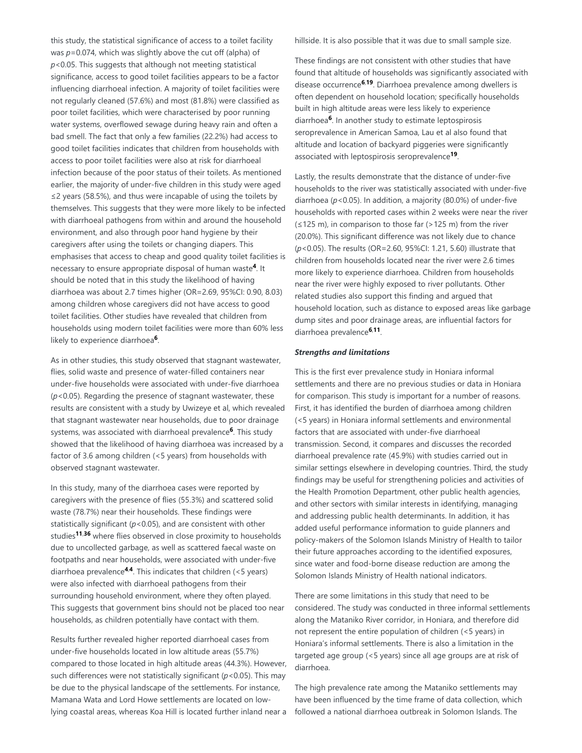this study, the statistical significance of access to a toilet facility was $p=0.074$, which was slightly above the cut off (alpha) of $p<0.05$. This suggests that although not meeting statistical significance, access to good toilet facilities appears to be a factor influencing diarrhoeal infection. A majority of toilet facilities were not regularly cleaned (57.6%) and most (81.8%) were classified as poor toilet facilities, which were characterised by poor running water systems, overflowed sewage during heavy rain and often a bad smell. The fact that only a few families (22.2%) had access to good toilet facilities indicates that children from households with access to poor toilet facilities were also at risk for diarrhoeal infection because of the poor status of their toilets. As mentioned earlier, the majority of under-five children in this study were aged ≤2 years (58.5%), and thus were incapable of using the toilets by themselves. This suggests that they were more likely to be infected with diarrhoeal pathogens from within and around the household environment, and also through poor hand hygiene by their caregivers after using the toilets or changing diapers. This emphasises that access to cheap and good quality toilet facilities is necessary to ensure appropriate disposal of human waste[4]. It should be noted that in this study the likelihood of having diarrhoea was about 2.7 times higher (OR=2.69, 95%CI: 0.90, 8.03) among children whose caregivers did not have access to good toilet facilities. Other studies have revealed that children from households using modern toilet facilities were more than 60% less likely to experience diarrhoea[6].

As in other studies, this study observed that stagnant wastewater, flies, solid waste and presence of water-filled containers near under-five households were associated with under-five diarrhoea ($p<0.05$). Regarding the presence of stagnant wastewater, these results are consistent with a study by Uwizeye et al, which revealed that stagnant wastewater near households, due to poor drainage systems, was associated with diarrhoeal prevalence[6]. This study showed that the likelihood of having diarrhoea was increased by a factor of 3.6 among children (<5 years) from households with observed stagnant wastewater.

In this study, many of the diarrhoea cases were reported by caregivers with the presence of flies (55.3%) and scattered solid waste (78.7%) near their households. These findings were statistically significant ($p<0.05$), and are consistent with other studies[11,36] where flies observed in close proximity to households due to uncollected garbage, as well as scattered faecal waste on footpaths and near households, were associated with under-five diarrhoea prevalence[4,4]. This indicates that children (<5 years) were also infected with diarrhoeal pathogens from their surrounding household environment, where they often played. This suggests that government bins should not be placed too near households, as children potentially have contact with them.

Results further revealed higher reported diarrhoeal cases from under-five households located in low altitude areas (55.7%) compared to those located in high altitude areas (44.3%). However, such differences were not statistically significant ($p<0.05$). This may be due to the physical landscape of the settlements. For instance, Mamana Wata and Lord Howe settlements are located on low-lying coastal areas, whereas Koa Hill is located further inland near a hillside. It is also possible that it was due to small sample size.

These findings are not consistent with other studies that have found that altitude of households was significantly associated with disease occurrence[6,19]. Diarrhoea prevalence among dwellers is often dependent on household location; specifically households built in high altitude areas were less likely to experience diarrhoea[6]. In another study to estimate leptospirosis seroprevalence in American Samoa, Lau et al also found that altitude and location of backyard piggeries were significantly associated with leptospirosis seroprevalence[19].

Lastly, the results demonstrate that the distance of under-five households to the river was statistically associated with under-five diarrhoea ($p<0.05$). In addition, a majority (80.0%) of under-five households with reported cases within 2 weeks were near the river (≤125 m), in comparison to those far (>125 m) from the river (20.0%). This significant difference was not likely due to chance ($p<0.05$). The results (OR=2.60, 95%CI: 1.21, 5.60) illustrate that children from households located near the river were 2.6 times more likely to experience diarrhoea. Children from households near the river were highly exposed to river pollutants. Other related studies also support this finding and argued that household location, such as distance to exposed areas like garbage dump sites and poor drainage areas, are influential factors for diarrhoea prevalence[6,11].

### *Strengths and limitations*

This is the first ever prevalence study in Honiara informal settlements and there are no previous studies or data in Honiara for comparison. This study is important for a number of reasons. First, it has identified the burden of diarrhoea among children (<5 years) in Honiara informal settlements and environmental factors that are associated with under-five diarrhoeal transmission. Second, it compares and discusses the recorded diarrhoeal prevalence rate (45.9%) with studies carried out in similar settings elsewhere in developing countries. Third, the study findings may be useful for strengthening policies and activities of the Health Promotion Department, other public health agencies, and other sectors with similar interests in identifying, managing and addressing public health determinants. In addition, it has added useful performance information to guide planners and policy-makers of the Solomon Islands Ministry of Health to tailor their future approaches according to the identified exposures, since water and food-borne disease reduction are among the Solomon Islands Ministry of Health national indicators.

There are some limitations in this study that need to be considered. The study was conducted in three informal settlements along the Mataniko River corridor, in Honiara, and therefore did not represent the entire population of children (<5 years) in Honiara's informal settlements. There is also a limitation in the targeted age group (<5 years) since all age groups are at risk of diarrhoea.

The high prevalence rate among the Mataniko settlements may have been influenced by the time frame of data collection, which followed a national diarrhoea outbreak in Solomon Islands. The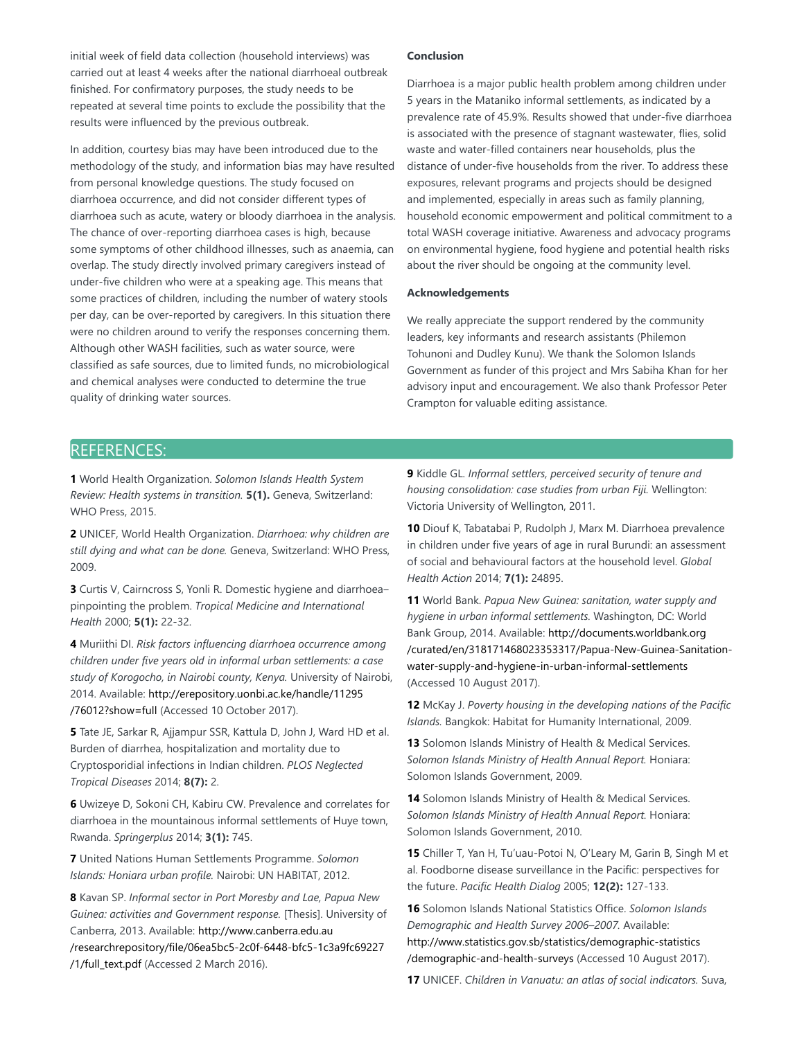initial week of field data collection (household interviews) was carried out at least 4 weeks after the national diarrhoeal outbreak finished. For confirmatory purposes, the study needs to be repeated at several time points to exclude the possibility that the results were influenced by the previous outbreak.

In addition, courtesy bias may have been introduced due to the methodology of the study, and information bias may have resulted from personal knowledge questions. The study focused on diarrhoea occurrence, and did not consider different types of diarrhoea such as acute, watery or bloody diarrhoea in the analysis. The chance of over-reporting diarrhoea cases is high, because some symptoms of other childhood illnesses, such as anaemia, can overlap. The study directly involved primary caregivers instead of under-five children who were at a speaking age. This means that some practices of children, including the number of watery stools per day, can be over-reported by caregivers. In this situation there were no children around to verify the responses concerning them. Although other WASH facilities, such as water source, were classified as safe sources, due to limited funds, no microbiological and chemical analyses were conducted to determine the true quality of drinking water sources.

**Conclusion**

Diarrhoea is a major public health problem among children under 5 years in the Mataniko informal settlements, as indicated by a prevalence rate of 45.9%. Results showed that under-five diarrhoea is associated with the presence of stagnant wastewater, flies, solid waste and water-filled containers near households, plus the distance of under-five households from the river. To address these exposures, relevant programs and projects should be designed and implemented, especially in areas such as family planning, household economic empowerment and political commitment to a total WASH coverage initiative. Awareness and advocacy programs on environmental hygiene, food hygiene and potential health risks about the river should be ongoing at the community level.

**Acknowledgements**

We really appreciate the support rendered by the community leaders, key informants and research assistants (Philemon Tohunoni and Dudley Kunu). We thank the Solomon Islands Government as funder of this project and Mrs Sabiha Khan for her advisory input and encouragement. We also thank Professor Peter Crampton for valuable editing assistance.

## REFERENCES:

**1** World Health Organization. *Solomon Islands Health System Review: Health systems in transition.* **5(1).** Geneva, Switzerland: WHO Press, 2015.

**2** UNICEF, World Health Organization. *Diarrhoea: why children are still dying and what can be done.* Geneva, Switzerland: WHO Press, 2009.

**3** Curtis V, Cairncross S, Yonli R. Domestic hygiene and diarrhoea–pinpointing the problem. *Tropical Medicine and International Health* 2000; **5(1):** 22-32.

**4** Muriithi DI. *Risk factors influencing diarrhoea occurrence among children under five years old in informal urban settlements: a case study of Korogocho, in Nairobi county, Kenya.* University of Nairobi, 2014. Available: http://erepository.uonbi.ac.ke/handle/11295/76012?show=full (Accessed 10 October 2017).

**5** Tate JE, Sarkar R, Ajjampur SSR, Kattula D, John J, Ward HD et al. Burden of diarrhea, hospitalization and mortality due to Cryptosporidial infections in Indian children. *PLOS Neglected Tropical Diseases* 2014; **8(7):** 2.

**6** Uwizeye D, Sokoni CH, Kabiru CW. Prevalence and correlates for diarrhoea in the mountainous informal settlements of Huye town, Rwanda. *Springerplus* 2014; **3(1):** 745.

**7** United Nations Human Settlements Programme. *Solomon Islands: Honiara urban profile.* Nairobi: UN HABITAT, 2012.

**8** Kavan SP. *Informal sector in Port Moresby and Lae, Papua New Guinea: activities and Government response.* [Thesis]. University of Canberra, 2013. Available: http://www.canberra.edu.au/researchrepository/file/06ea5bc5-2c0f-6448-bfc5-1c3a9fc69227/1/full_text.pdf (Accessed 2 March 2016).

**9** Kiddle GL. *Informal settlers, perceived security of tenure and housing consolidation: case studies from urban Fiji.* Wellington: Victoria University of Wellington, 2011.

**10** Diouf K, Tabatabai P, Rudolph J, Marx M. Diarrhoea prevalence in children under five years of age in rural Burundi: an assessment of social and behavioural factors at the household level. *Global Health Action* 2014; **7(1):** 24895.

**11** World Bank. *Papua New Guinea: sanitation, water supply and hygiene in urban informal settlements.* Washington, DC: World Bank Group, 2014. Available: http://documents.worldbank.org/curated/en/318171468023353317/Papua-New-Guinea-Sanitation-water-supply-and-hygiene-in-urban-informal-settlements (Accessed 10 August 2017).

**12** McKay J. *Poverty housing in the developing nations of the Pacific Islands.* Bangkok: Habitat for Humanity International, 2009.

**13** Solomon Islands Ministry of Health & Medical Services. *Solomon Islands Ministry of Health Annual Report.* Honiara: Solomon Islands Government, 2009.

**14** Solomon Islands Ministry of Health & Medical Services. *Solomon Islands Ministry of Health Annual Report.* Honiara: Solomon Islands Government, 2010.

**15** Chiller T, Yan H, Tu'uau-Potoi N, O'Leary M, Garin B, Singh M et al. Foodborne disease surveillance in the Pacific: perspectives for the future. *Pacific Health Dialog* 2005; **12(2):** 127-133.

**16** Solomon Islands National Statistics Office. *Solomon Islands Demographic and Health Survey 2006–2007.* Available: http://www.statistics.gov.sb/statistics/demographic-statistics/demographic-and-health-surveys (Accessed 10 August 2017).

**17** UNICEF. *Children in Vanuatu: an atlas of social indicators.* Suva,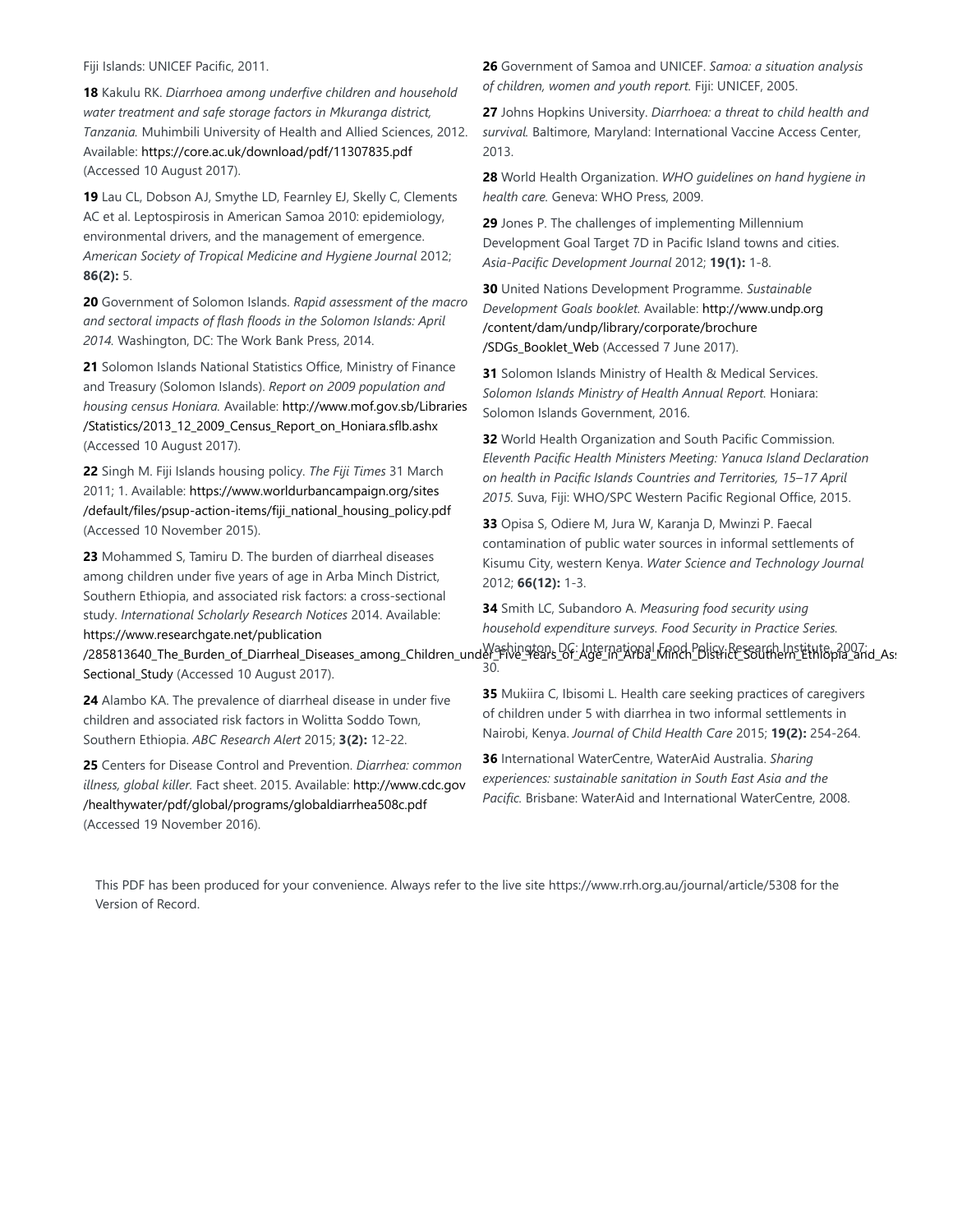Fiji Islands: UNICEF Pacific, 2011.

**18** Kakulu RK. *Diarrhoea among underfive children and household water treatment and safe storage factors in Mkuranga district, Tanzania.* Muhimbili University of Health and Allied Sciences, 2012. Available: https://core.ac.uk/download/pdf/11307835.pdf (Accessed 10 August 2017).

**19** Lau CL, Dobson AJ, Smythe LD, Fearnley EJ, Skelly C, Clements AC et al. Leptospirosis in American Samoa 2010: epidemiology, environmental drivers, and the management of emergence. *American Society of Tropical Medicine and Hygiene Journal* 2012; **86(2):** 5.

**20** Government of Solomon Islands. *Rapid assessment of the macro and sectoral impacts of flash floods in the Solomon Islands: April 2014.* Washington, DC: The Work Bank Press, 2014.

**21** Solomon Islands National Statistics Office, Ministry of Finance and Treasury (Solomon Islands). *Report on 2009 population and housing census Honiara.* Available: http://www.mof.gov.sb/Libraries/Statistics/2013_12_2009_Census_Report_on_Honiara.sflb.ashx (Accessed 10 August 2017).

**22** Singh M. Fiji Islands housing policy. *The Fiji Times* 31 March 2011; 1. Available: https://www.worldurbancampaign.org/sites/default/files/psup-action-items/fiji_national_housing_policy.pdf (Accessed 10 November 2015).

**23** Mohammed S, Tamiru D. The burden of diarrheal diseases among children under five years of age in Arba Minch District, Southern Ethiopia, and associated risk factors: a cross-sectional study. *International Scholarly Research Notices* 2014. Available: https://www.researchgate.net/publication/285813640_The_Burden_of_Diarrheal_Diseases_among_Children_under_Five_Years_of_Age_in_Arba_Minch_District_Southern_Ethiopia_and_As Sectional_Study (Accessed 10 August 2017).

**24** Alambo KA. The prevalence of diarrheal disease in under five children and associated risk factors in Wolitta Soddo Town, Southern Ethiopia. *ABC Research Alert* 2015; **3(2):** 12-22.

**25** Centers for Disease Control and Prevention. *Diarrhea: common illness, global killer.* Fact sheet. 2015. Available: http://www.cdc.gov/healthywater/pdf/global/programs/globaldiarrhea508c.pdf (Accessed 19 November 2016).

**26** Government of Samoa and UNICEF. *Samoa: a situation analysis of children, women and youth report.* Fiji: UNICEF, 2005.

**27** Johns Hopkins University. *Diarrhoea: a threat to child health and survival.* Baltimore, Maryland: International Vaccine Access Center, 2013.

**28** World Health Organization. *WHO guidelines on hand hygiene in health care.* Geneva: WHO Press, 2009.

**29** Jones P. The challenges of implementing Millennium Development Goal Target 7D in Pacific Island towns and cities. *Asia-Pacific Development Journal* 2012; **19(1):** 1-8.

**30** United Nations Development Programme. *Sustainable Development Goals booklet.* Available: http://www.undp.org/content/dam/undp/library/corporate/brochure/SDGs_Booklet_Web (Accessed 7 June 2017).

**31** Solomon Islands Ministry of Health & Medical Services. *Solomon Islands Ministry of Health Annual Report.* Honiara: Solomon Islands Government, 2016.

**32** World Health Organization and South Pacific Commission. *Eleventh Pacific Health Ministers Meeting: Yanuca Island Declaration on health in Pacific Islands Countries and Territories, 15–17 April 2015.* Suva, Fiji: WHO/SPC Western Pacific Regional Office, 2015.

**33** Opisa S, Odiere M, Jura W, Karanja D, Mwinzi P. Faecal contamination of public water sources in informal settlements of Kisumu City, western Kenya. *Water Science and Technology Journal* 2012; **66(12):** 1-3.

**34** Smith LC, Subandoro A. *Measuring food security using household expenditure surveys. Food Security in Practice Series.* Washington, DC: International Food Policy Research Institute, 2007; 30.

**35** Mukiira C, Ibisomi L. Health care seeking practices of caregivers of children under 5 with diarrhea in two informal settlements in Nairobi, Kenya. *Journal of Child Health Care* 2015; **19(2):** 254-264.

**36** International WaterCentre, WaterAid Australia. *Sharing experiences: sustainable sanitation in South East Asia and the Pacific.* Brisbane: WaterAid and International WaterCentre, 2008.

This PDF has been produced for your convenience. Always refer to the live site https://www.rrh.org.au/journal/article/5308 for the Version of Record.